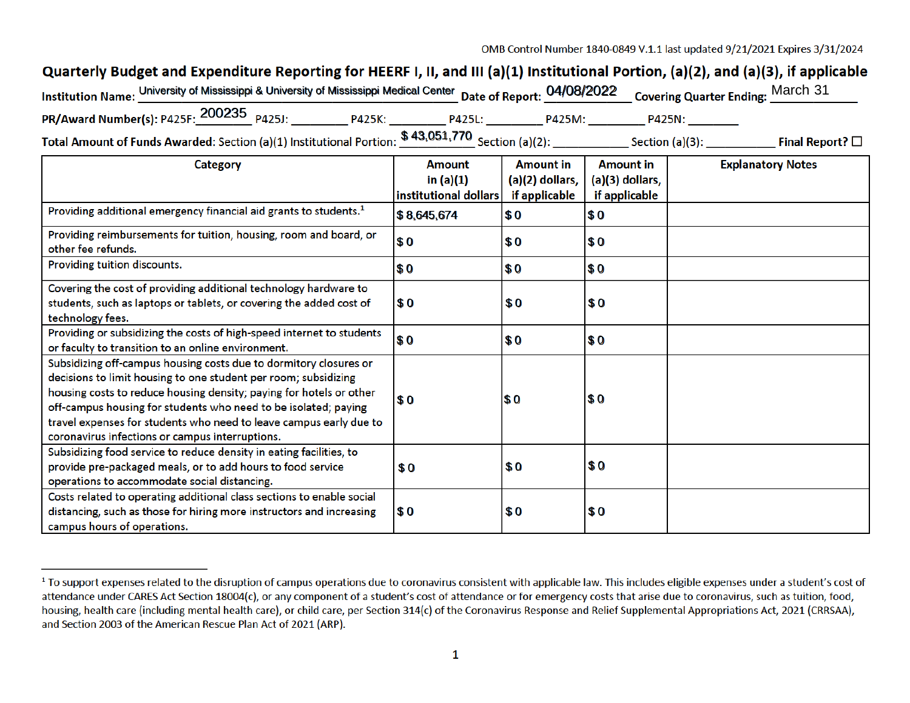OMB Control Number 1840-0849 V.1.1 last updated 9/21/2021 Expires 3/31/2024

# Quarterly Budget and Expenditure Reporting for HEERF I, II, and III (a)(1) Institutional Portion, (a)(2), and (a)(3), if applicable

**Institution Name:** University of Mississippi & University of Mississippi Medical Center **Date of Report:** 04/08/2022 **Covering Quarter Ending:** March 31

**PR/Award Number(s):** P425F: 200235 P425J: \_\_\_\_\_\_\_\_ P425K: \_\_\_\_\_\_\_\_ P425L: \_\_\_\_\_\_\_\_ P425M: \_\_\_\_\_\_\_\_ P425N: \_\_\_\_\_\_\_\_

**Total Amount of Funds Awarded**: Section (a)(1) Institutional Portion: $ 43,051,770 Section (a)(2): \_\_\_\_\_\_\_\_\_\_ Section (a)(3): \_\_\_\_\_\_\_\_\_\_ **Final Report?** ☐

| Category | Amount in (a)(1) institutional dollars | Amount in (a)(2) dollars, if applicable | Amount in (a)(3) dollars, if applicable | Explanatory Notes |
|---|---|---|---|---|
| Providing additional emergency financial aid grants to students.[1] | $ 8,645,674 | $ 0 | $ 0 | |
| Providing reimbursements for tuition, housing, room and board, or other fee refunds. | $ 0 | $ 0 | $ 0 | |
| Providing tuition discounts. | $ 0 | $ 0 | $ 0 | |
| Covering the cost of providing additional technology hardware to students, such as laptops or tablets, or covering the added cost of technology fees. | $ 0 | $ 0 | $ 0 | |
| Providing or subsidizing the costs of high-speed internet to students or faculty to transition to an online environment. | $ 0 | $ 0 | $ 0 | |
| Subsidizing off-campus housing costs due to dormitory closures or decisions to limit housing to one student per room; subsidizing housing costs to reduce housing density; paying for hotels or other off-campus housing for students who need to be isolated; paying travel expenses for students who need to leave campus early due to coronavirus infections or campus interruptions. | $ 0 | $ 0 | $ 0 | |
| Subsidizing food service to reduce density in eating facilities, to provide pre-packaged meals, or to add hours to food service operations to accommodate social distancing. | $ 0 | $ 0 | $ 0 | |
| Costs related to operating additional class sections to enable social distancing, such as those for hiring more instructors and increasing campus hours of operations. | $ 0 | $ 0 | $ 0 | |

[1] To support expenses related to the disruption of campus operations due to coronavirus consistent with applicable law. This includes eligible expenses under a student's cost of attendance under CARES Act Section 18004(c), or any component of a student's cost of attendance or for emergency costs that arise due to coronavirus, such as tuition, food, housing, health care (including mental health care), or child care, per Section 314(c) of the Coronavirus Response and Relief Supplemental Appropriations Act, 2021 (CRRSAA), and Section 2003 of the American Rescue Plan Act of 2021 (ARP).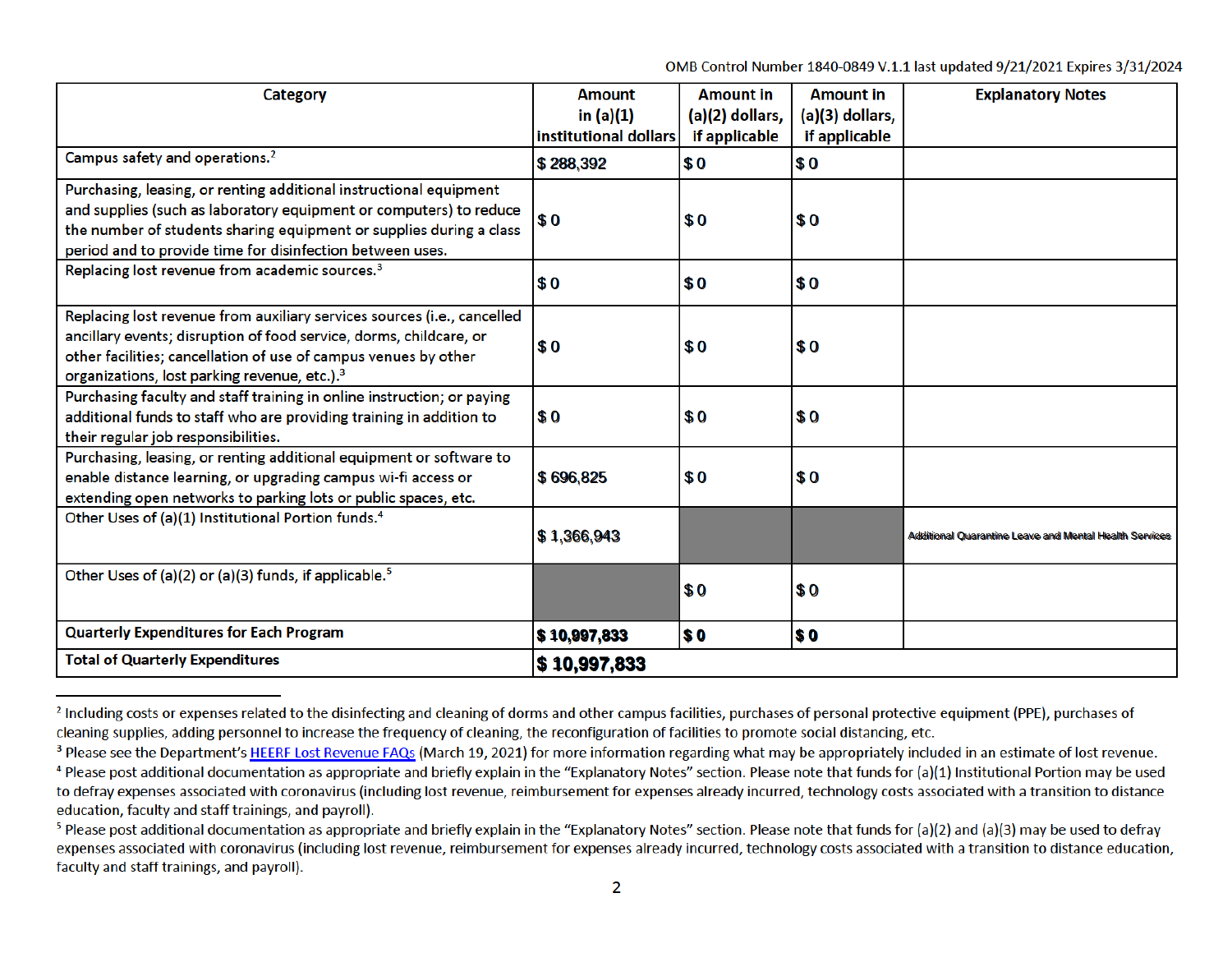OMB Control Number 1840-0849 V.1.1 last updated 9/21/2021 Expires 3/31/2024

| Category | Amount in (a)(1) institutional dollars | Amount in (a)(2) dollars, if applicable | Amount in (a)(3) dollars, if applicable | Explanatory Notes |
|---|---|---|---|---|
| Campus safety and operations.[2] | $ 288,392 | $ 0 | $ 0 | |
| Purchasing, leasing, or renting additional instructional equipment and supplies (such as laboratory equipment or computers) to reduce the number of students sharing equipment or supplies during a class period and to provide time for disinfection between uses. | $ 0 | $ 0 | $ 0 | |
| Replacing lost revenue from academic sources.[3] | $ 0 | $ 0 | $ 0 | |
| Replacing lost revenue from auxiliary services sources (i.e., cancelled ancillary events; disruption of food service, dorms, childcare, or other facilities; cancellation of use of campus venues by other organizations, lost parking revenue, etc.).[3] | $ 0 | $ 0 | $ 0 | |
| Purchasing faculty and staff training in online instruction; or paying additional funds to staff who are providing training in addition to their regular job responsibilities. | $ 0 | $ 0 | $ 0 | |
| Purchasing, leasing, or renting additional equipment or software to enable distance learning, or upgrading campus wi-fi access or extending open networks to parking lots or public spaces, etc. | $ 696,825 | $ 0 | $ 0 | |
| Other Uses of (a)(1) Institutional Portion funds.[4] | $ 1,366,943 | | | Additional Quarantine Leave and Mental Health Services |
| Other Uses of (a)(2) or (a)(3) funds, if applicable.[5] | | $ 0 | $ 0 | |
| **Quarterly Expenditures for Each Program** | **$ 10,997,833** | **$ 0** | **$ 0** | |
| **Total of Quarterly Expenditures** | **$ 10,997,833** | | | |

[2] Including costs or expenses related to the disinfecting and cleaning of dorms and other campus facilities, purchases of personal protective equipment (PPE), purchases of cleaning supplies, adding personnel to increase the frequency of cleaning, the reconfiguration of facilities to promote social distancing, etc.

[3] Please see the Department's HEERF Lost Revenue FAQs (March 19, 2021) for more information regarding what may be appropriately included in an estimate of lost revenue.

[4] Please post additional documentation as appropriate and briefly explain in the "Explanatory Notes" section. Please note that funds for (a)(1) Institutional Portion may be used to defray expenses associated with coronavirus (including lost revenue, reimbursement for expenses already incurred, technology costs associated with a transition to distance education, faculty and staff trainings, and payroll).

[5] Please post additional documentation as appropriate and briefly explain in the "Explanatory Notes" section. Please note that funds for (a)(2) and (a)(3) may be used to defray expenses associated with coronavirus (including lost revenue, reimbursement for expenses already incurred, technology costs associated with a transition to distance education, faculty and staff trainings, and payroll).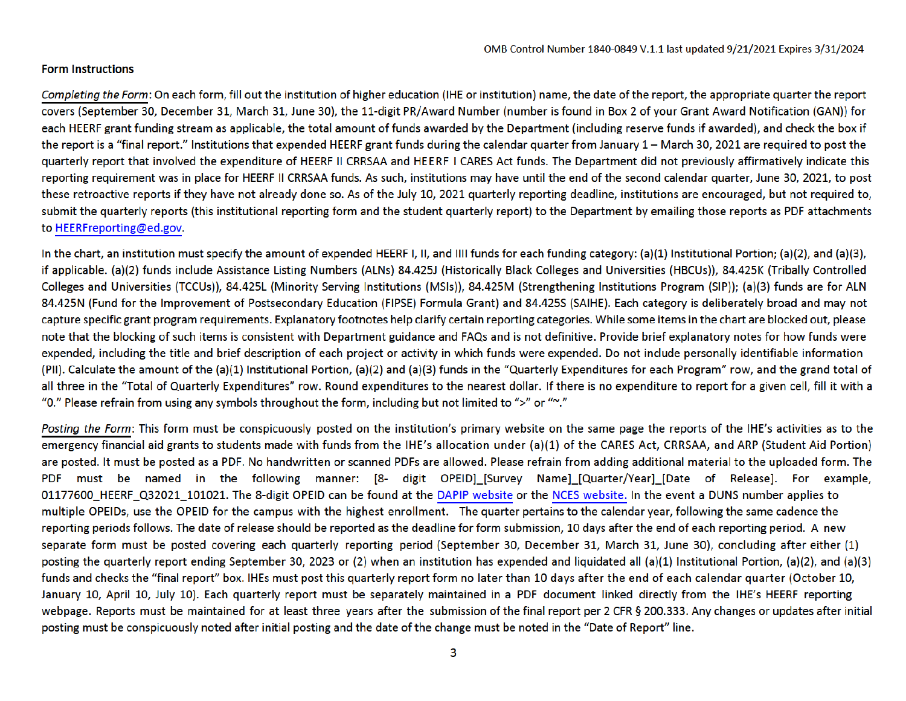**Form Instructions**

*Completing the Form*: On each form, fill out the institution of higher education (IHE or institution) name, the date of the report, the appropriate quarter the report covers (September 30, December 31, March 31, June 30), the 11-digit PR/Award Number (number is found in Box 2 of your Grant Award Notification (GAN)) for each HEERF grant funding stream as applicable, the total amount of funds awarded by the Department (including reserve funds if awarded), and check the box if the report is a "final report." Institutions that expended HEERF grant funds during the calendar quarter from January 1 – March 30, 2021 are required to post the quarterly report that involved the expenditure of HEERF II CRRSAA and HEERF I CARES Act funds. The Department did not previously affirmatively indicate this reporting requirement was in place for HEERF II CRRSAA funds. As such, institutions may have until the end of the second calendar quarter, June 30, 2021, to post these retroactive reports if they have not already done so. As of the July 10, 2021 quarterly reporting deadline, institutions are encouraged, but not required to, submit the quarterly reports (this institutional reporting form and the student quarterly report) to the Department by emailing those reports as PDF attachments to HEERFreporting@ed.gov.

In the chart, an institution must specify the amount of expended HEERF I, II, and IIII funds for each funding category: (a)(1) Institutional Portion; (a)(2), and (a)(3), if applicable. (a)(2) funds include Assistance Listing Numbers (ALNs) 84.425J (Historically Black Colleges and Universities (HBCUs)), 84.425K (Tribally Controlled Colleges and Universities (TCCUs)), 84.425L (Minority Serving Institutions (MSIs)), 84.425M (Strengthening Institutions Program (SIP)); (a)(3) funds are for ALN 84.425N (Fund for the Improvement of Postsecondary Education (FIPSE) Formula Grant) and 84.425S (SAIHE). Each category is deliberately broad and may not capture specific grant program requirements. Explanatory footnotes help clarify certain reporting categories. While some items in the chart are blocked out, please note that the blocking of such items is consistent with Department guidance and FAQs and is not definitive. Provide brief explanatory notes for how funds were expended, including the title and brief description of each project or activity in which funds were expended. Do not include personally identifiable information (PII). Calculate the amount of the (a)(1) Institutional Portion, (a)(2) and (a)(3) funds in the "Quarterly Expenditures for each Program" row, and the grand total of all three in the "Total of Quarterly Expenditures" row. Round expenditures to the nearest dollar. If there is no expenditure to report for a given cell, fill it with a "0." Please refrain from using any symbols throughout the form, including but not limited to ">" or "~."

*Posting the Form*: This form must be conspicuously posted on the institution's primary website on the same page the reports of the IHE's activities as to the emergency financial aid grants to students made with funds from the IHE's allocation under (a)(1) of the CARES Act, CRRSAA, and ARP (Student Aid Portion) are posted. It must be posted as a PDF. No handwritten or scanned PDFs are allowed. Please refrain from adding additional material to the uploaded form. The PDF must be named in the following manner: [8- digit OPEID]_[Survey Name]_[Quarter/Year]_[Date of Release]. For example, 01177600_HEERF_Q32021_101021. The 8-digit OPEID can be found at the DAPIP website or the NCES website. In the event a DUNS number applies to multiple OPEIDs, use the OPEID for the campus with the highest enrollment. The quarter pertains to the calendar year, following the same cadence the reporting periods follows. The date of release should be reported as the deadline for form submission, 10 days after the end of each reporting period. A new separate form must be posted covering each quarterly reporting period (September 30, December 31, March 31, June 30), concluding after either (1) posting the quarterly report ending September 30, 2023 or (2) when an institution has expended and liquidated all (a)(1) Institutional Portion, (a)(2), and (a)(3) funds and checks the "final report" box. IHEs must post this quarterly report form no later than 10 days after the end of each calendar quarter (October 10, January 10, April 10, July 10). Each quarterly report must be separately maintained in a PDF document linked directly from the IHE's HEERF reporting webpage. Reports must be maintained for at least three years after the submission of the final report per 2 CFR § 200.333. Any changes or updates after initial posting must be conspicuously noted after initial posting and the date of the change must be noted in the "Date of Report" line.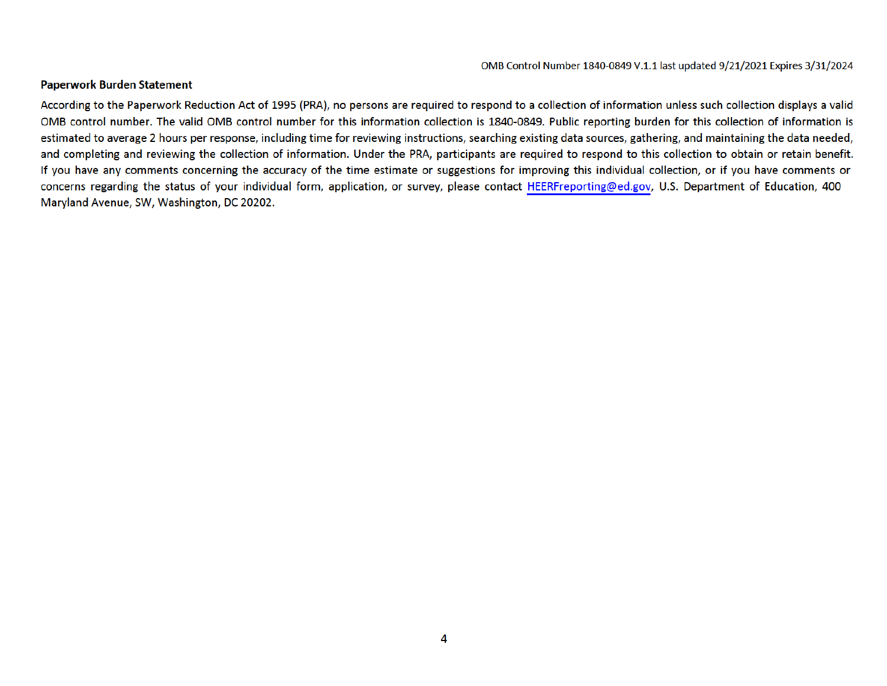OMB Control Number 1840-0849 V.1.1 last updated 9/21/2021 Expires 3/31/2024

**Paperwork Burden Statement**

According to the Paperwork Reduction Act of 1995 (PRA), no persons are required to respond to a collection of information unless such collection displays a valid OMB control number. The valid OMB control number for this information collection is 1840-0849. Public reporting burden for this collection of information is estimated to average 2 hours per response, including time for reviewing instructions, searching existing data sources, gathering, and maintaining the data needed, and completing and reviewing the collection of information. Under the PRA, participants are required to respond to this collection to obtain or retain benefit. If you have any comments concerning the accuracy of the time estimate or suggestions for improving this individual collection, or if you have comments or concerns regarding the status of your individual form, application, or survey, please contact HEERFreporting@ed.gov, U.S. Department of Education, 400 Maryland Avenue, SW, Washington, DC 20202.